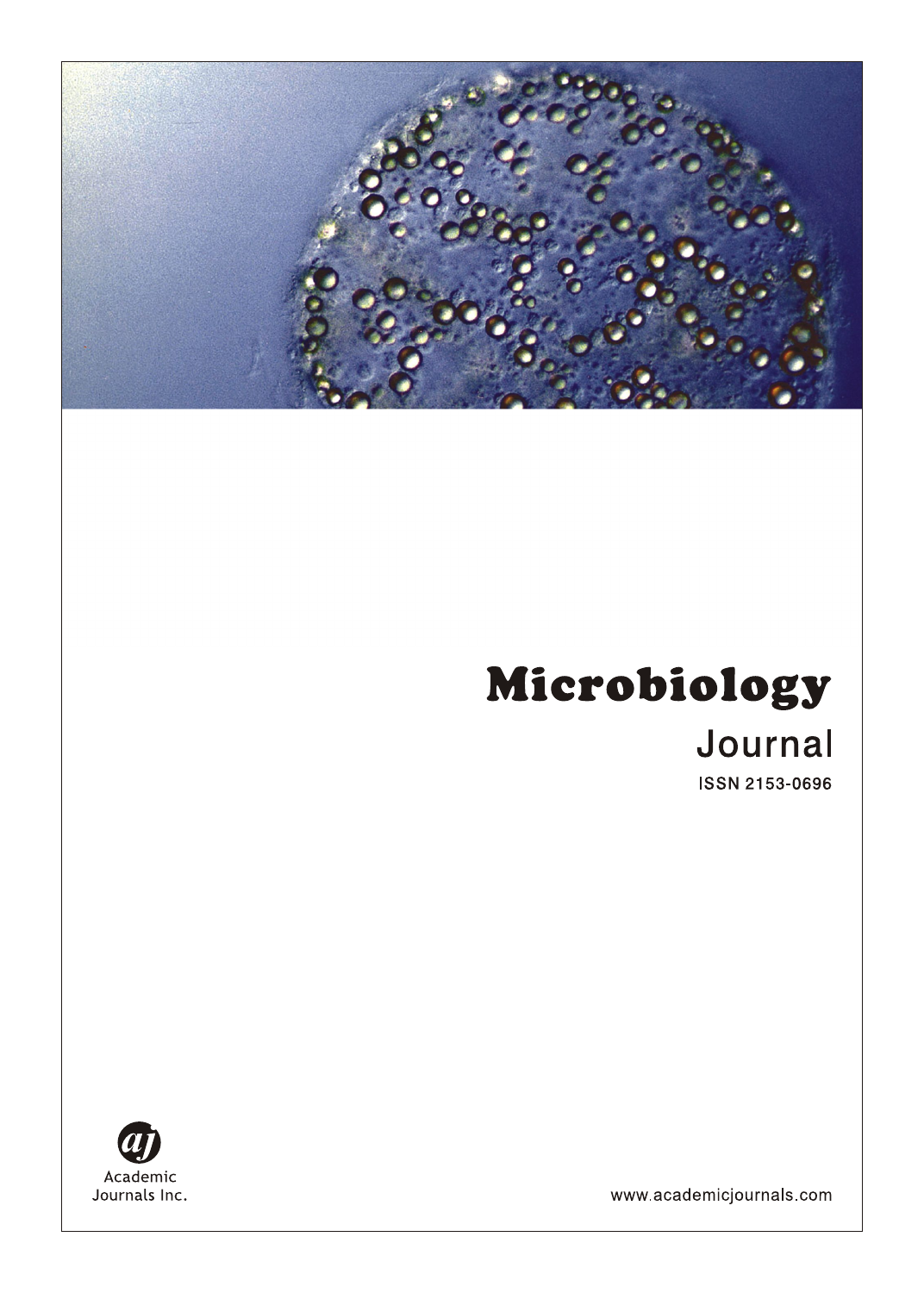# Microbiology

## Journal

ISSN 2153-0696

Academic Journals Inc.

www.academicjournals.com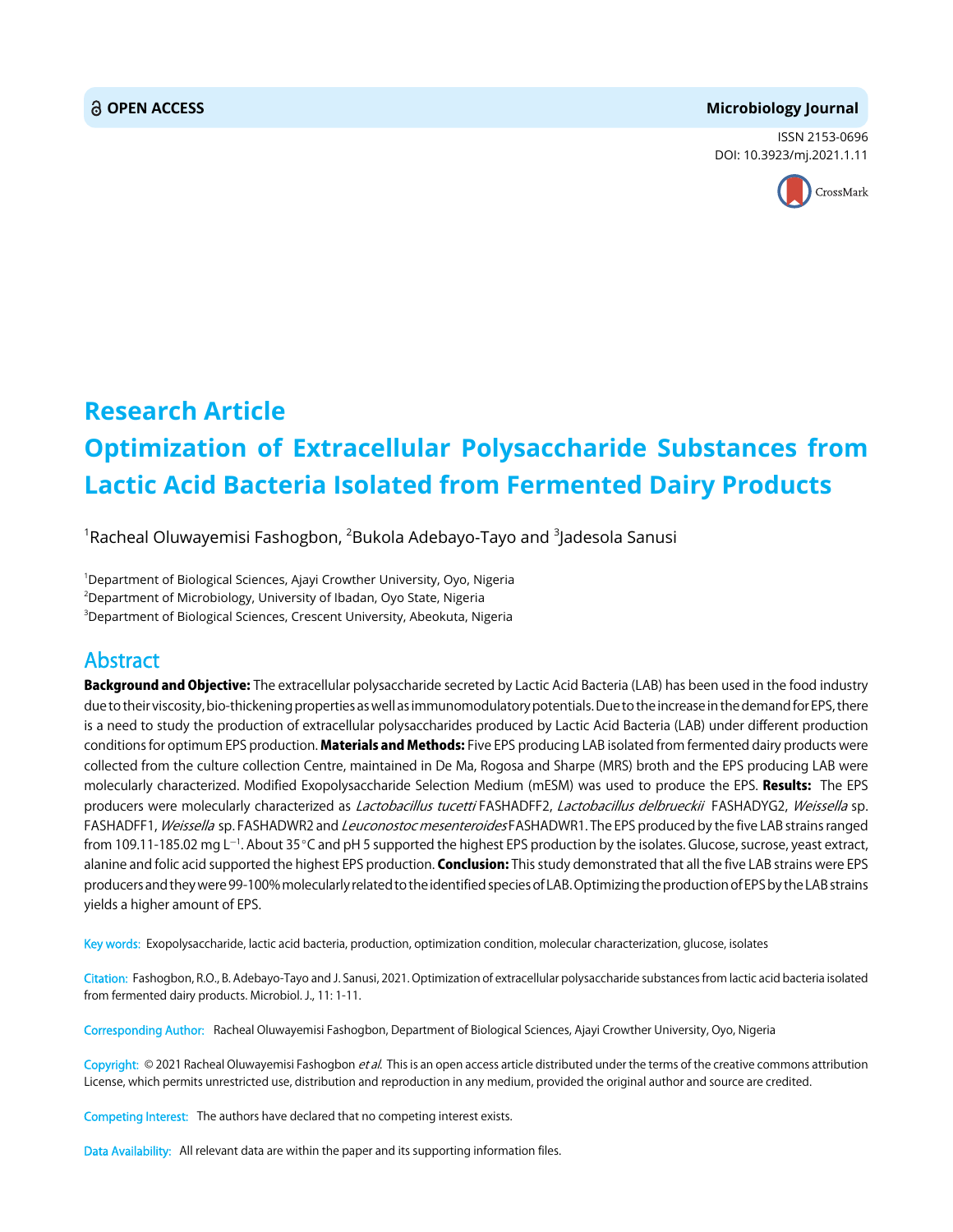# Research Article

# Optimization of Extracellular Polysaccharide Substances from Lactic Acid Bacteria Isolated from Fermented Dairy Products

[1]Racheal Oluwayemisi Fashogbon, [2]Bukola Adebayo-Tayo and [3]Jadesola Sanusi

[1]Department of Biological Sciences, Ajayi Crowther University, Oyo, Nigeria
[2]Department of Microbiology, University of Ibadan, Oyo State, Nigeria
[3]Department of Biological Sciences, Crescent University, Abeokuta, Nigeria

## Abstract

**Background and Objective:** The extracellular polysaccharide secreted by Lactic Acid Bacteria (LAB) has been used in the food industry due to their viscosity, bio-thickening properties as well as immunomodulatory potentials. Due to the increase in the demand for EPS, there is a need to study the production of extracellular polysaccharides produced by Lactic Acid Bacteria (LAB) under different production conditions for optimum EPS production. **Materials and Methods:** Five EPS producing LAB isolated from fermented dairy products were collected from the culture collection Centre, maintained in De Ma, Rogosa and Sharpe (MRS) broth and the EPS producing LAB were molecularly characterized. Modified Exopolysaccharide Selection Medium (mESM) was used to produce the EPS. **Results:** The EPS producers were molecularly characterized as *Lactobacillus tucetti* FASHADFF2, *Lactobacillus delbrueckii* FASHADYG2, *Weissella* sp. FASHADFF1, *Weissella* sp. FASHADWR2 and *Leuconostoc mesenteroides* FASHADWR1. The EPS produced by the five LAB strains ranged from 109.11-185.02 mg $L^{-1}$. About 35°C and pH 5 supported the highest EPS production by the isolates. Glucose, sucrose, yeast extract, alanine and folic acid supported the highest EPS production. **Conclusion:** This study demonstrated that all the five LAB strains were EPS producers and they were 99-100% molecularly related to the identified species of LAB. Optimizing the production of EPS by the LAB strains yields a higher amount of EPS.

Key words: Exopolysaccharide, lactic acid bacteria, production, optimization condition, molecular characterization, glucose, isolates

Citation: Fashogbon, R.O., B. Adebayo-Tayo and J. Sanusi, 2021. Optimization of extracellular polysaccharide substances from lactic acid bacteria isolated from fermented dairy products. Microbiol. J., 11: 1-11.

Corresponding Author: Racheal Oluwayemisi Fashogbon, Department of Biological Sciences, Ajayi Crowther University, Oyo, Nigeria

Copyright: © 2021 Racheal Oluwayemisi Fashogbon *et al.* This is an open access article distributed under the terms of the creative commons attribution License, which permits unrestricted use, distribution and reproduction in any medium, provided the original author and source are credited.

Competing Interest: The authors have declared that no competing interest exists.

Data Availability: All relevant data are within the paper and its supporting information files.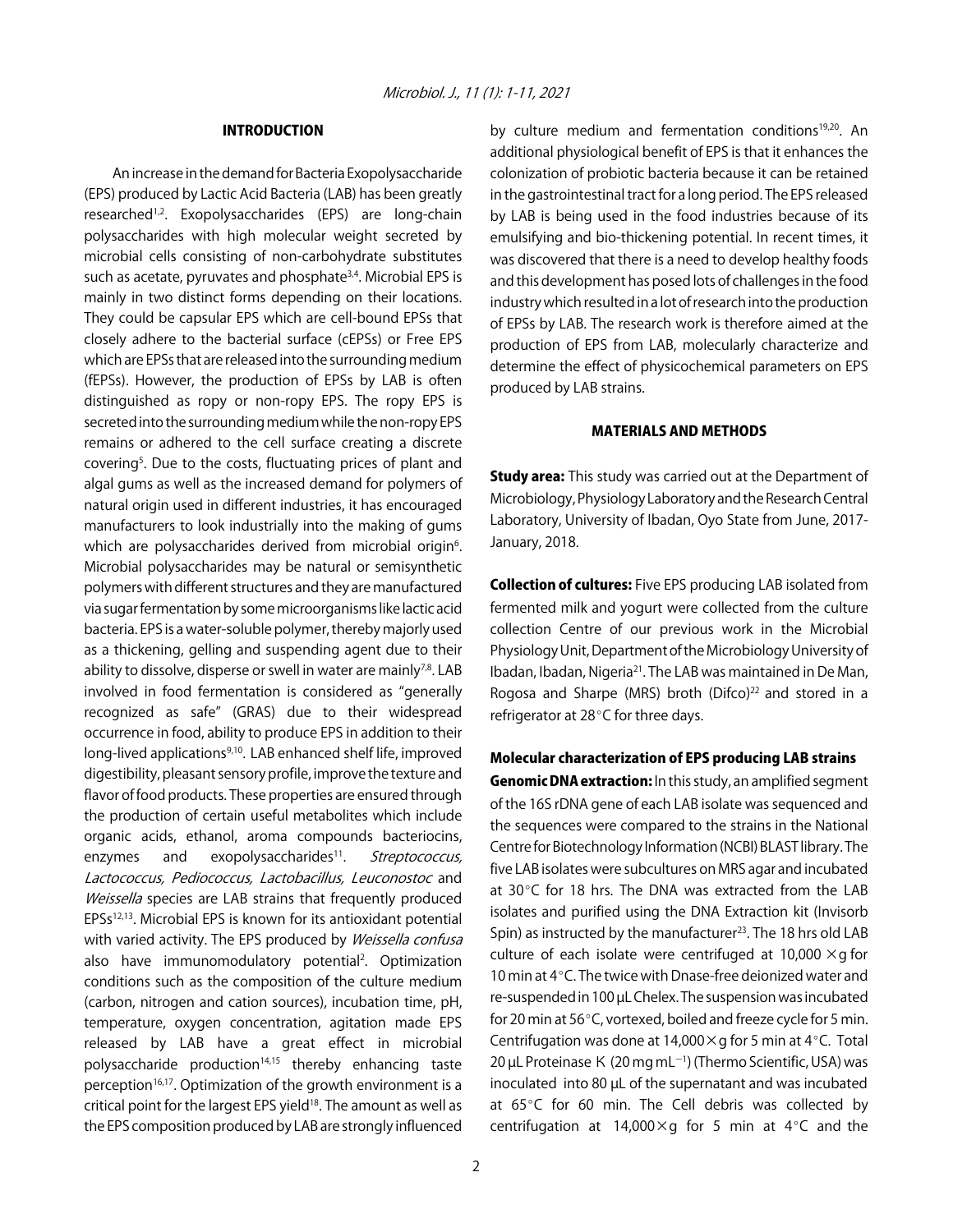## INTRODUCTION

An increase in the demand for Bacteria Exopolysaccharide (EPS) produced by Lactic Acid Bacteria (LAB) has been greatly researched[1,2]. Exopolysaccharides (EPS) are long-chain polysaccharides with high molecular weight secreted by microbial cells consisting of non-carbohydrate substitutes such as acetate, pyruvates and phosphate[3,4]. Microbial EPS is mainly in two distinct forms depending on their locations. They could be capsular EPS which are cell-bound EPSs that closely adhere to the bacterial surface (cEPSs) or Free EPS which are EPSs that are released into the surrounding medium (fEPSs). However, the production of EPSs by LAB is often distinguished as ropy or non-ropy EPS. The ropy EPS is secreted into the surrounding medium while the non-ropy EPS remains or adhered to the cell surface creating a discrete covering[5]. Due to the costs, fluctuating prices of plant and algal gums as well as the increased demand for polymers of natural origin used in different industries, it has encouraged manufacturers to look industrially into the making of gums which are polysaccharides derived from microbial origin[6]. Microbial polysaccharides may be natural or semisynthetic polymers with different structures and they are manufactured via sugar fermentation by some microorganisms like lactic acid bacteria. EPS is a water-soluble polymer, thereby majorly used as a thickening, gelling and suspending agent due to their ability to dissolve, disperse or swell in water are mainly[7,8]. LAB involved in food fermentation is considered as "generally recognized as safe" (GRAS) due to their widespread occurrence in food, ability to produce EPS in addition to their long-lived applications[9,10]. LAB enhanced shelf life, improved digestibility, pleasant sensory profile, improve the texture and flavor of food products. These properties are ensured through the production of certain useful metabolites which include organic acids, ethanol, aroma compounds bacteriocins, enzymes and exopolysaccharides[11]. *Streptococcus, Lactococcus, Pediococcus, Lactobacillus, Leuconostoc* and *Weissella* species are LAB strains that frequently produced EPSs[12,13]. Microbial EPS is known for its antioxidant potential with varied activity. The EPS produced by *Weissella confusa* also have immunomodulatory potential[2]. Optimization conditions such as the composition of the culture medium (carbon, nitrogen and cation sources), incubation time, pH, temperature, oxygen concentration, agitation made EPS released by LAB have a great effect in microbial polysaccharide production[14,15] thereby enhancing taste perception[16,17]. Optimization of the growth environment is a critical point for the largest EPS yield[18]. The amount as well as the EPS composition produced by LAB are strongly influenced by culture medium and fermentation conditions[19,20]. An additional physiological benefit of EPS is that it enhances the colonization of probiotic bacteria because it can be retained in the gastrointestinal tract for a long period. The EPS released by LAB is being used in the food industries because of its emulsifying and bio-thickening potential. In recent times, it was discovered that there is a need to develop healthy foods and this development has posed lots of challenges in the food industry which resulted in a lot of research into the production of EPSs by LAB. The research work is therefore aimed at the production of EPS from LAB, molecularly characterize and determine the effect of physicochemical parameters on EPS produced by LAB strains.

## MATERIALS AND METHODS

**Study area:** This study was carried out at the Department of Microbiology, Physiology Laboratory and the Research Central Laboratory, University of Ibadan, Oyo State from June, 2017-January, 2018.

**Collection of cultures:** Five EPS producing LAB isolated from fermented milk and yogurt were collected from the culture collection Centre of our previous work in the Microbial Physiology Unit, Department of the Microbiology University of Ibadan, Ibadan, Nigeria[21]. The LAB was maintained in De Man, Rogosa and Sharpe (MRS) broth (Difco)[22] and stored in a refrigerator at 28°C for three days.

### Molecular characterization of EPS producing LAB strains

**Genomic DNA extraction:** In this study, an amplified segment of the 16S rDNA gene of each LAB isolate was sequenced and the sequences were compared to the strains in the National Centre for Biotechnology Information (NCBI) BLAST library. The five LAB isolates were subcultures on MRS agar and incubated at 30°C for 18 hrs. The DNA was extracted from the LAB isolates and purified using the DNA Extraction kit (Invisorb Spin) as instructed by the manufacturer[23]. The 18 hrs old LAB culture of each isolate were centrifuged at 10,000 ×g for 10 min at 4°C. The twice with Dnase-free deionized water and re-suspended in 100 μL Chelex. The suspension was incubated for 20 min at 56°C, vortexed, boiled and freeze cycle for 5 min. Centrifugation was done at 14,000×g for 5 min at 4°C. Total 20 μL Proteinase K (20 mg mL$^{-1}$) (Thermo Scientific, USA) was inoculated into 80 μL of the supernatant and was incubated at 65°C for 60 min. The Cell debris was collected by centrifugation at 14,000×g for 5 min at 4°C and the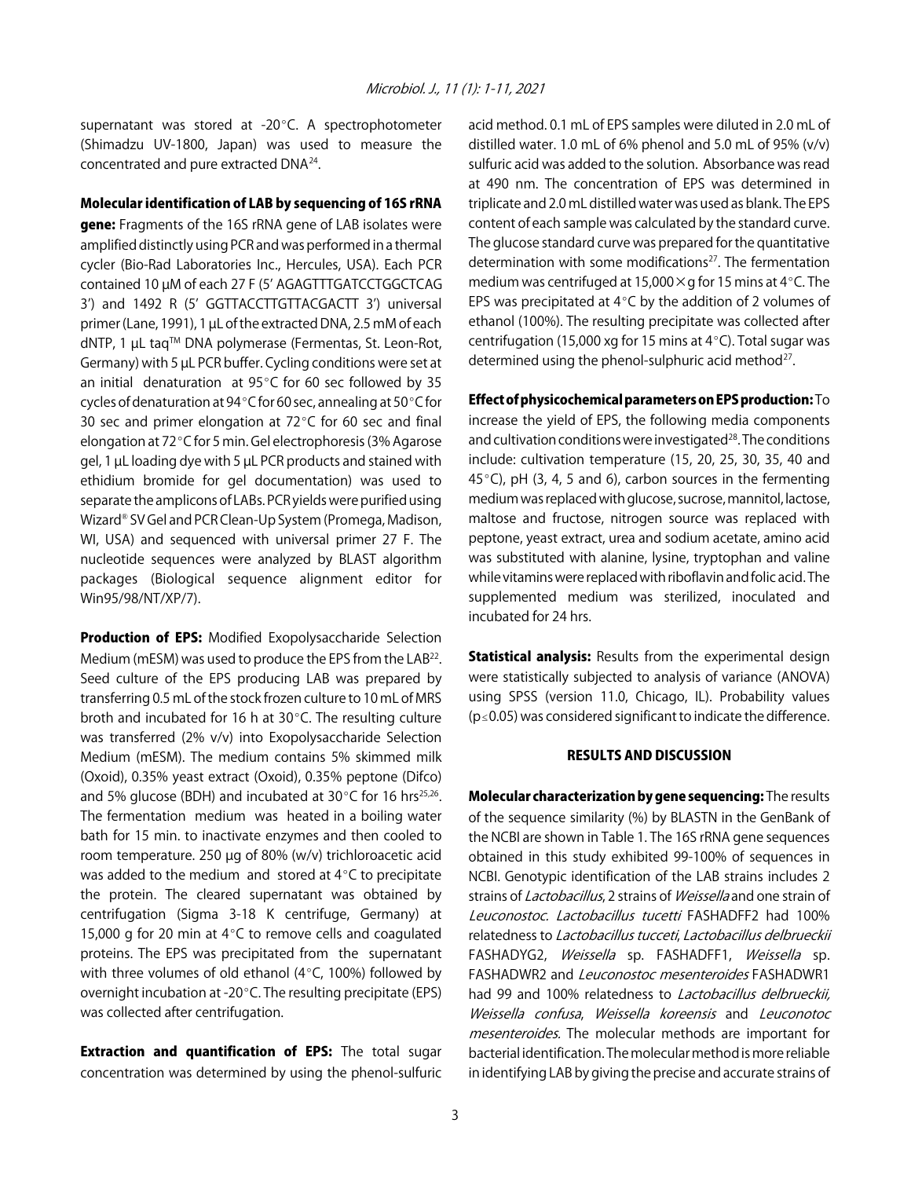supernatant was stored at -20°C. A spectrophotometer (Shimadzu UV-1800, Japan) was used to measure the concentrated and pure extracted DNA[24].

**Molecular identification of LAB by sequencing of 16S rRNA gene:** Fragments of the 16S rRNA gene of LAB isolates were amplified distinctly using PCR and was performed in a thermal cycler (Bio-Rad Laboratories Inc., Hercules, USA). Each PCR contained 10 μM of each 27 F (5' AGAGTTTGATCCTGGCTCAG 3') and 1492 R (5' GGTTACCTTGTTACGACTT 3') universal primer (Lane, 1991), 1 μL of the extracted DNA, 2.5 mM of each dNTP, 1 μL taq™ DNA polymerase (Fermentas, St. Leon-Rot, Germany) with 5 μL PCR buffer. Cycling conditions were set at an initial denaturation at 95°C for 60 sec followed by 35 cycles of denaturation at 94°C for 60 sec, annealing at 50°C for 30 sec and primer elongation at 72°C for 60 sec and final elongation at 72°C for 5 min. Gel electrophoresis (3% Agarose gel, 1 μL loading dye with 5 μL PCR products and stained with ethidium bromide for gel documentation) was used to separate the amplicons of LABs. PCR yields were purified using Wizard® SV Gel and PCR Clean-Up System (Promega, Madison, WI, USA) and sequenced with universal primer 27 F. The nucleotide sequences were analyzed by BLAST algorithm packages (Biological sequence alignment editor for Win95/98/NT/XP/7).

**Production of EPS:** Modified Exopolysaccharide Selection Medium (mESM) was used to produce the EPS from the LAB[22]. Seed culture of the EPS producing LAB was prepared by transferring 0.5 mL of the stock frozen culture to 10 mL of MRS broth and incubated for 16 h at 30°C. The resulting culture was transferred (2% v/v) into Exopolysaccharide Selection Medium (mESM). The medium contains 5% skimmed milk (Oxoid), 0.35% yeast extract (Oxoid), 0.35% peptone (Difco) and 5% glucose (BDH) and incubated at 30°C for 16 hrs[25,26]. The fermentation medium was heated in a boiling water bath for 15 min. to inactivate enzymes and then cooled to room temperature. 250 μg of 80% (w/v) trichloroacetic acid was added to the medium and stored at 4°C to precipitate the protein. The cleared supernatant was obtained by centrifugation (Sigma 3-18 K centrifuge, Germany) at 15,000 g for 20 min at 4°C to remove cells and coagulated proteins. The EPS was precipitated from the supernatant with three volumes of old ethanol (4°C, 100%) followed by overnight incubation at -20°C. The resulting precipitate (EPS) was collected after centrifugation.

**Extraction and quantification of EPS:** The total sugar concentration was determined by using the phenol-sulfuric acid method. 0.1 mL of EPS samples were diluted in 2.0 mL of distilled water. 1.0 mL of 6% phenol and 5.0 mL of 95% (v/v) sulfuric acid was added to the solution. Absorbance was read at 490 nm. The concentration of EPS was determined in triplicate and 2.0 mL distilled water was used as blank. The EPS content of each sample was calculated by the standard curve. The glucose standard curve was prepared for the quantitative determination with some modifications[27]. The fermentation medium was centrifuged at 15,000×g for 15 mins at 4°C. The EPS was precipitated at 4°C by the addition of 2 volumes of ethanol (100%). The resulting precipitate was collected after centrifugation (15,000 xg for 15 mins at 4°C). Total sugar was determined using the phenol-sulphuric acid method[27].

**Effect of physicochemical parameters on EPS production:** To increase the yield of EPS, the following media components and cultivation conditions were investigated[28]. The conditions include: cultivation temperature (15, 20, 25, 30, 35, 40 and 45°C), pH (3, 4, 5 and 6), carbon sources in the fermenting medium was replaced with glucose, sucrose, mannitol, lactose, maltose and fructose, nitrogen source was replaced with peptone, yeast extract, urea and sodium acetate, amino acid was substituted with alanine, lysine, tryptophan and valine while vitamins were replaced with riboflavin and folic acid. The supplemented medium was sterilized, inoculated and incubated for 24 hrs.

**Statistical analysis:** Results from the experimental design were statistically subjected to analysis of variance (ANOVA) using SPSS (version 11.0, Chicago, IL). Probability values ($p \leq 0.05$) was considered significant to indicate the difference.

## RESULTS AND DISCUSSION

**Molecular characterization by gene sequencing:** The results of the sequence similarity (%) by BLASTN in the GenBank of the NCBI are shown in Table 1. The 16S rRNA gene sequences obtained in this study exhibited 99-100% of sequences in NCBI. Genotypic identification of the LAB strains includes 2 strains of *Lactobacillus*, 2 strains of *Weissella* and one strain of *Leuconostoc*. *Lactobacillus tucetti* FASHADFF2 had 100% relatedness to *Lactobacillus tucceti*, *Lactobacillus delbrueckii* FASHADYG2, *Weissella* sp. FASHADFF1, *Weissella* sp. FASHADWR2 and *Leuconostoc mesenteroides* FASHADWR1 had 99 and 100% relatedness to *Lactobacillus delbrueckii, Weissella confusa*, *Weissella koreensis* and *Leuconotoc mesenteroides*. The molecular methods are important for bacterial identification. The molecular method is more reliable in identifying LAB by giving the precise and accurate strains of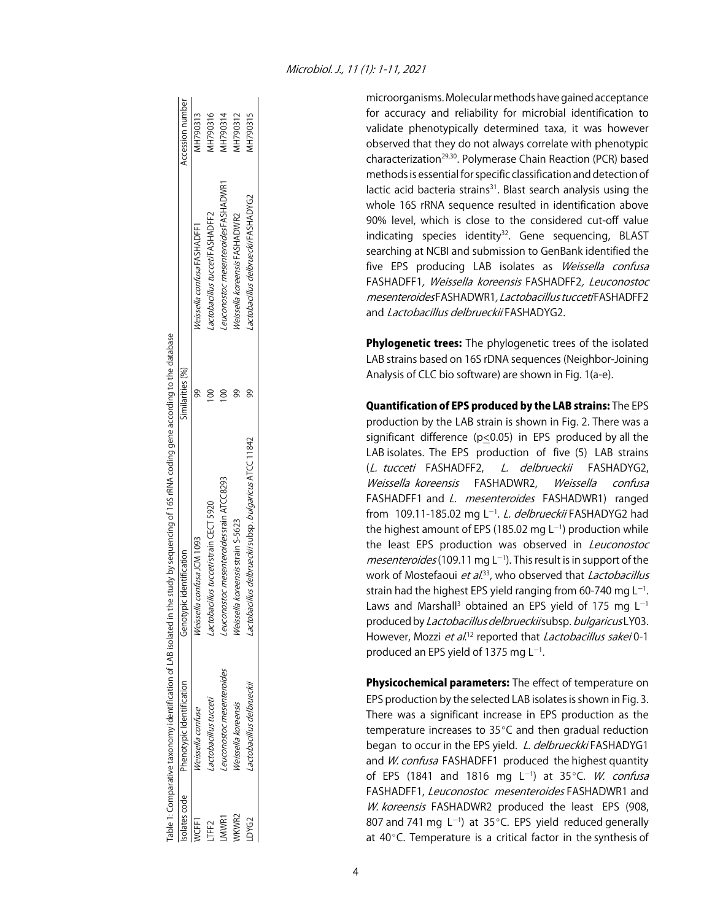Table 1: Comparative taxonomy identification of LAB isolated in the study by sequencing of 16S rRNA coding gene according to the database

| Isolates code | Phenotypic Identification | Genotypic identification | Similarities (%) | | Accession number |
|---|---|---|---|---|---|
| WCFF1 | *Weissella confuse* | *Weissella confusa* JCM 1093 | 99 | *Weissella confusa* FASHADFF1 | MH790313 |
| LTFF2 | *Lactobacillus tucceti* | *Lactobacillus tucceti* strain CECT 5920 | 100 | *Lactobacillus tucceti* FASHADFF2 | MH790316 |
| LMWR1 | *Leuconostoc mesenteroides* | *Leuconostoc mesenteroides* strain ATCC8293 | 100 | *Leuconostoc mesenteroides* FASHADWR1 | MH790314 |
| WKWR2 | *Weissella koreensis* | *Weissella koreensis* strain S-5623 | 99 | *Weissella koreensis* FASHADWR2 | MH790312 |
| LDYG2 | *Lactobacillus delbrueckii* | *Lactobacillus delbrueckii* subsp. *bulgaricus* ATCC 11842 | 99 | *Lactobacillus delbrueckii* FASHADYG2 | MH790315 |

microorganisms. Molecular methods have gained acceptance for accuracy and reliability for microbial identification to validate phenotypically determined taxa, it was however observed that they do not always correlate with phenotypic characterization[29,30]. Polymerase Chain Reaction (PCR) based methods is essential for specific classification and detection of lactic acid bacteria strains[31]. Blast search analysis using the whole 16S rRNA sequence resulted in identification above 90% level, which is close to the considered cut-off value indicating species identity[32]. Gene sequencing, BLAST searching at NCBI and submission to GenBank identified the five EPS producing LAB isolates as *Weissella confusa* FASHADFF1, *Weissella koreensis* FASHADFF2, *Leuconostoc mesenteroides* FASHADWR1, *Lactobacillus tucceti* FASHADFF2 and *Lactobacillus delbrueckii* FASHADYG2.

**Phylogenetic trees:** The phylogenetic trees of the isolated LAB strains based on 16S rDNA sequences (Neighbor-Joining Analysis of CLC bio software) are shown in Fig. 1(a-e).

**Quantification of EPS produced by the LAB strains:** The EPS production by the LAB strain is shown in Fig. 2. There was a significant difference ($p \leq 0.05$) in EPS produced by all the LAB isolates. The EPS production of five (5) LAB strains (*L. tucceti* FASHADFF2, *L. delbrueckii* FASHADYG2, *Weissella koreensis* FASHADWR2, *Weissella confusa* FASHADFF1 and *L. mesenteroides* FASHADWR1) ranged from 109.11-185.02 mg $L^{-1}$. *L. delbrueckii* FASHADYG2 had the highest amount of EPS (185.02 mg $L^{-1}$) production while the least EPS production was observed in *Leuconostoc mesenteroides* (109.11 mg $L^{-1}$). This result is in support of the work of Mostefaoui *et al.*[33], who observed that *Lactobacillus* strain had the highest EPS yield ranging from 60-740 mg $L^{-1}$. Laws and Marshall[3] obtained an EPS yield of 175 mg $L^{-1}$ produced by *Lactobacillus delbrueckii* subsp. *bulgaricus* LY03. However, Mozzi *et al.*[12] reported that *Lactobacillus sakei* 0-1 produced an EPS yield of 1375 mg $L^{-1}$.

**Physicochemical parameters:** The effect of temperature on EPS production by the selected LAB isolates is shown in Fig. 3. There was a significant increase in EPS production as the temperature increases to 35°C and then gradual reduction began to occur in the EPS yield. *L. delbrueckki* FASHADYG1 and *W. confusa* FASHADFF1 produced the highest quantity of EPS (1841 and 1816 mg $L^{-1}$) at 35°C. *W. confusa* FASHADFF1, *Leuconostoc mesenteroides* FASHADWR1 and *W. koreensis* FASHADWR2 produced the least EPS (908, 807 and 741 mg $L^{-1}$) at 35°C. EPS yield reduced generally at 40°C. Temperature is a critical factor in the synthesis of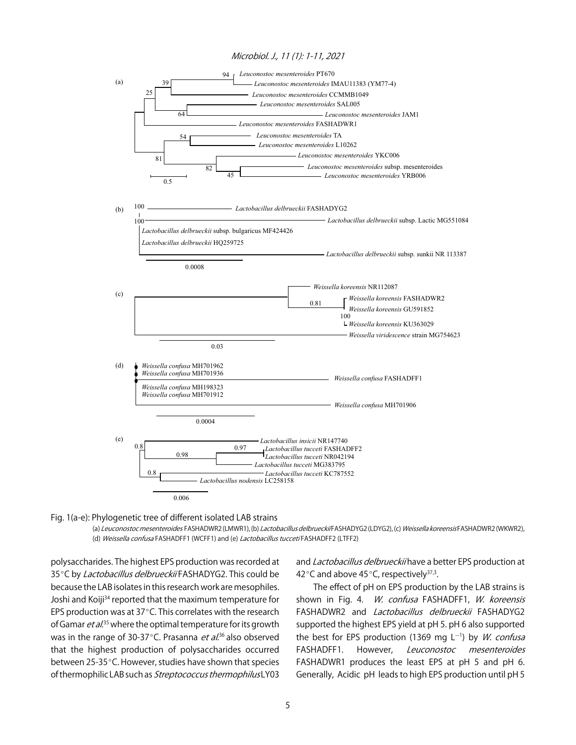Fig. 1(a-e): Phylogenetic tree of different isolated LAB strains

(a) *Leuconostoc mesenteroides* FASHADWR2 (LMWR1), (b) *Lactobacillus delbrueckii* FASHADYG2 (LDYG2), (c) *Weissella koreensis* FASHADWR2 (WKWR2), (d) *Weissella confusa* FASHADFF1 (WCFF1) and (e) *Lactobacillus tucceti* FASHADFF2 (LTFF2)

polysaccharides. The highest EPS production was recorded at 35°C by *Lactobacillus delbrueckii* FASHADYG2. This could be because the LAB isolates in this research work are mesophiles. Joshi and Koiji[34] reported that the maximum temperature for EPS production was at 37°C. This correlates with the research of Gamar *et al.*[35] where the optimal temperature for its growth was in the range of 30-37°C. Prasanna *et al.*[36] also observed that the highest production of polysaccharides occurred between 25-35°C. However, studies have shown that species of thermophilic LAB such as *Streptococcus thermophilus* LY03 and *Lactobacillus delbrueckii* have a better EPS production at 42°C and above 45°C, respectively[37,3].

The effect of pH on EPS production by the LAB strains is shown in Fig. 4. *W. confusa* FASHADFF1, *W. koreensis* FASHADWR2 and *Lactobacillus delbrueckii* FASHADYG2 supported the highest EPS yield at pH 5. pH 6 also supported the best for EPS production (1369 mg $L^{-1}$) by *W. confusa* FASHADFF1. However, *Leuconostoc mesenteroides* FASHADWR1 produces the least EPS at pH 5 and pH 6. Generally, Acidic pH leads to high EPS production until pH 5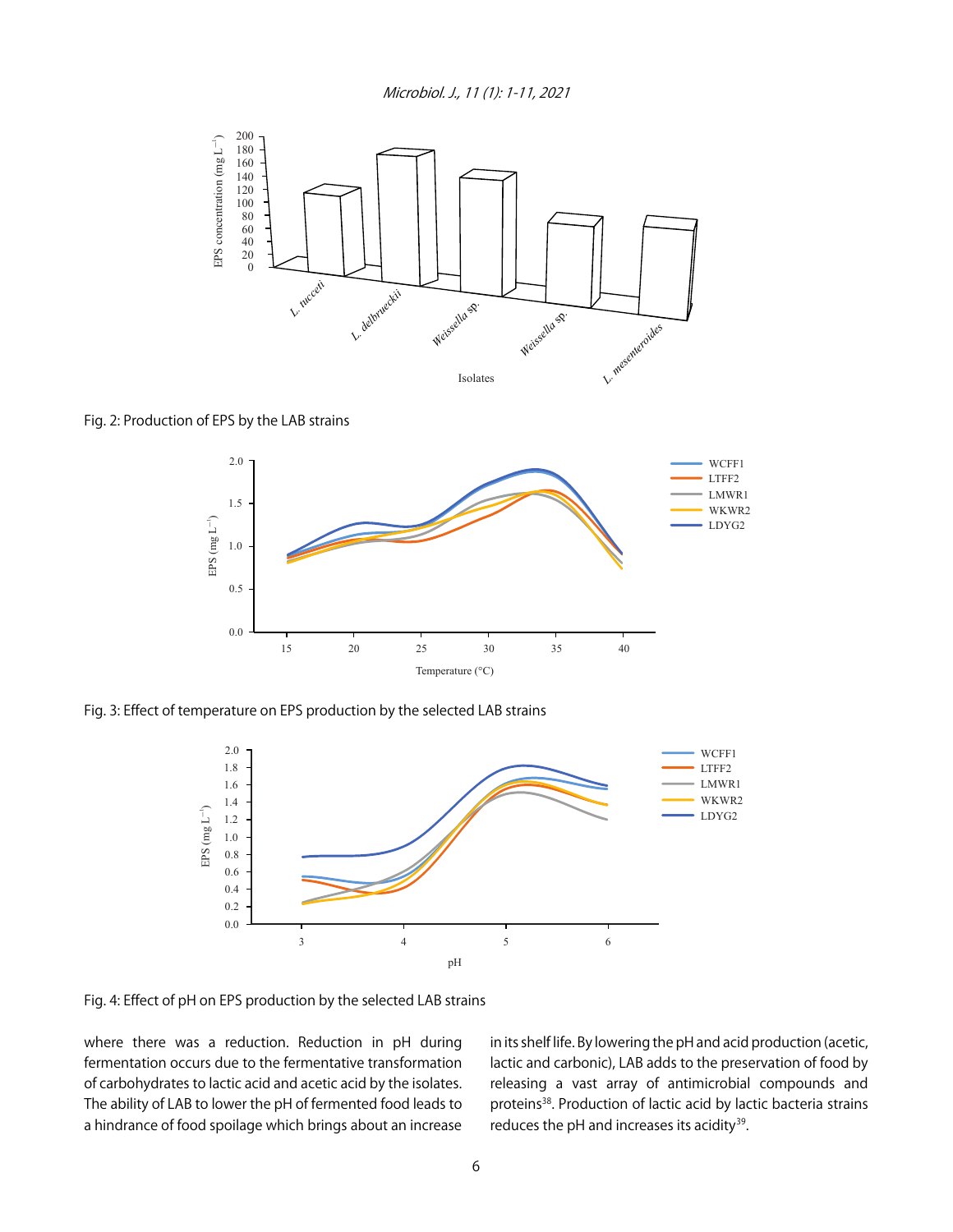Fig. 2: Production of EPS by the LAB strains

Fig. 3: Effect of temperature on EPS production by the selected LAB strains

Fig. 4: Effect of pH on EPS production by the selected LAB strains

where there was a reduction. Reduction in pH during fermentation occurs due to the fermentative transformation of carbohydrates to lactic acid and acetic acid by the isolates. The ability of LAB to lower the pH of fermented food leads to a hindrance of food spoilage which brings about an increase in its shelf life. By lowering the pH and acid production (acetic, lactic and carbonic), LAB adds to the preservation of food by releasing a vast array of antimicrobial compounds and proteins[38]. Production of lactic acid by lactic bacteria strains reduces the pH and increases its acidity[39].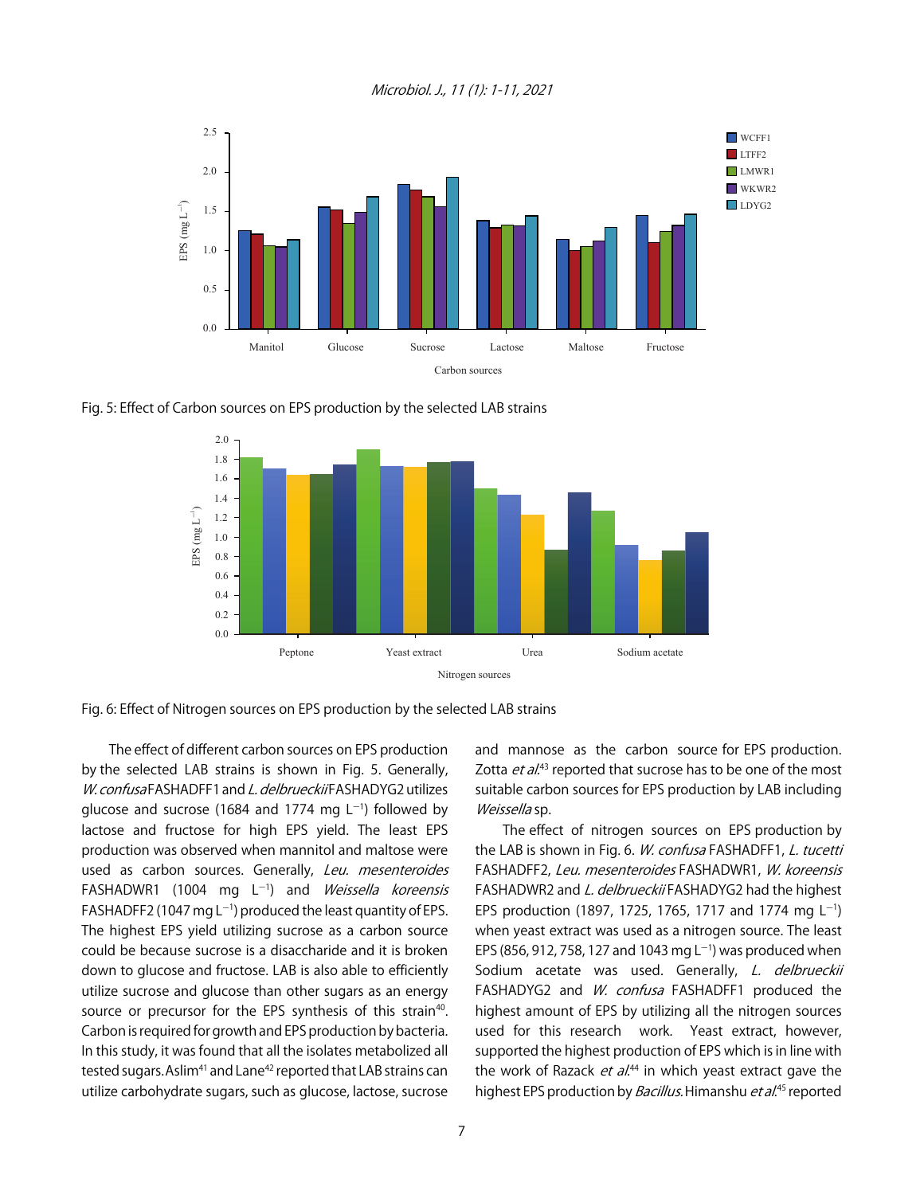Fig. 5: Effect of Carbon sources on EPS production by the selected LAB strains

Fig. 6: Effect of Nitrogen sources on EPS production by the selected LAB strains

The effect of different carbon sources on EPS production by the selected LAB strains is shown in Fig. 5. Generally, *W. confusa* FASHADFF1 and *L. delbrueckii* FASHADYG2 utilizes glucose and sucrose (1684 and 1774 mg $L^{-1}$) followed by lactose and fructose for high EPS yield. The least EPS production was observed when mannitol and maltose were used as carbon sources. Generally, *Leu. mesenteroides* FASHADWR1 (1004 mg $L^{-1}$) and *Weissella koreensis* FASHADFF2 (1047 mg $L^{-1}$) produced the least quantity of EPS. The highest EPS yield utilizing sucrose as a carbon source could be because sucrose is a disaccharide and it is broken down to glucose and fructose. LAB is also able to efficiently utilize sucrose and glucose than other sugars as an energy source or precursor for the EPS synthesis of this strain[40]. Carbon is required for growth and EPS production by bacteria. In this study, it was found that all the isolates metabolized all tested sugars. Aslim[41] and Lane[42] reported that LAB strains can utilize carbohydrate sugars, such as glucose, lactose, sucrose and mannose as the carbon source for EPS production. Zotta *et al.*[43] reported that sucrose has to be one of the most suitable carbon sources for EPS production by LAB including *Weissella* sp.

The effect of nitrogen sources on EPS production by the LAB is shown in Fig. 6. *W. confusa* FASHADFF1, *L. tucetti* FASHADFF2, *Leu. mesenteroides* FASHADWR1, *W. koreensis* FASHADWR2 and *L. delbrueckii* FASHADYG2 had the highest EPS production (1897, 1725, 1765, 1717 and 1774 mg $L^{-1}$) when yeast extract was used as a nitrogen source. The least EPS (856, 912, 758, 127 and 1043 mg $L^{-1}$) was produced when Sodium acetate was used. Generally, *L. delbrueckii* FASHADYG2 and *W. confusa* FASHADFF1 produced the highest amount of EPS by utilizing all the nitrogen sources used for this research work. Yeast extract, however, supported the highest production of EPS which is in line with the work of Razack *et al.*[44] in which yeast extract gave the highest EPS production by *Bacillus*. Himanshu *et al.*[45] reported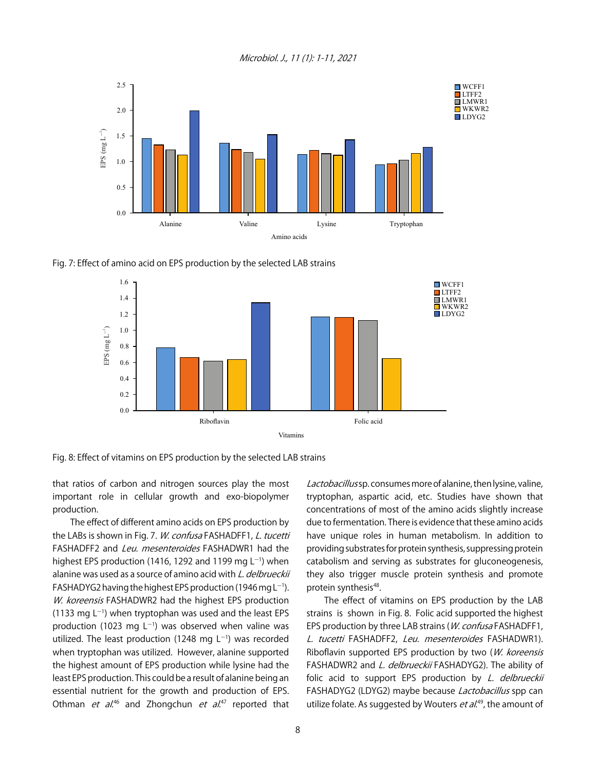Fig. 7: Effect of amino acid on EPS production by the selected LAB strains

Fig. 8: Effect of vitamins on EPS production by the selected LAB strains

that ratios of carbon and nitrogen sources play the most important role in cellular growth and exo-biopolymer production.

The effect of different amino acids on EPS production by the LABs is shown in Fig. 7. *W. confusa* FASHADFF1, *L. tucetti* FASHADFF2 and *Leu. mesenteroides* FASHADWR1 had the highest EPS production (1416, 1292 and 1199 mg $L^{-1}$) when alanine was used as a source of amino acid with *L. delbrueckii* FASHADYG2 having the highest EPS production (1946 mg $L^{-1}$). *W. koreensis* FASHADWR2 had the highest EPS production (1133 mg $L^{-1}$) when tryptophan was used and the least EPS production (1023 mg $L^{-1}$) was observed when valine was utilized. The least production (1248 mg $L^{-1}$) was recorded when tryptophan was utilized. However, alanine supported the highest amount of EPS production while lysine had the least EPS production. This could be a result of alanine being an essential nutrient for the growth and production of EPS. Othman *et al.*[46] and Zhongchun *et al.*[47] reported that *Lactobacillus* sp. consumes more of alanine, then lysine, valine, tryptophan, aspartic acid, etc. Studies have shown that concentrations of most of the amino acids slightly increase due to fermentation. There is evidence that these amino acids have unique roles in human metabolism. In addition to providing substrates for protein synthesis, suppressing protein catabolism and serving as substrates for gluconeogenesis, they also trigger muscle protein synthesis and promote protein synthesis[48].

The effect of vitamins on EPS production by the LAB strains is shown in Fig. 8. Folic acid supported the highest EPS production by three LAB strains (*W. confusa* FASHADFF1, *L. tucetti* FASHADFF2, *Leu. mesenteroides* FASHADWR1). Riboflavin supported EPS production by two (*W. koreensis* FASHADWR2 and *L. delbrueckii* FASHADYG2). The ability of folic acid to support EPS production by *L. delbrueckii* FASHADYG2 (LDYG2) maybe because *Lactobacillus* spp can utilize folate. As suggested by Wouters *et al.*[49], the amount of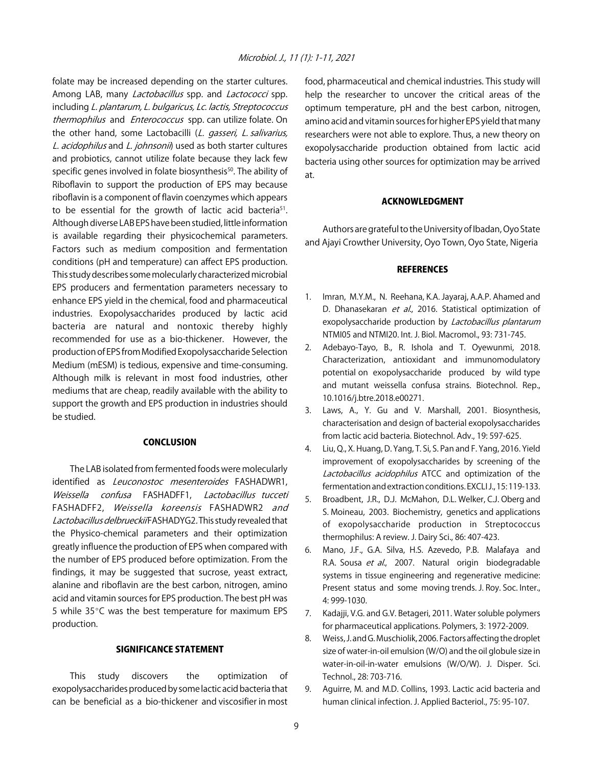folate may be increased depending on the starter cultures. Among LAB, many *Lactobacillus* spp. and *Lactococci* spp. including *L. plantarum, L. bulgaricus, Lc. lactis, Streptococcus thermophilus* and *Enterococcus* spp. can utilize folate. On the other hand, some Lactobacilli (*L. gasseri, L. salivarius, L. acidophilus* and *L. johnsonii*) used as both starter cultures and probiotics, cannot utilize folate because they lack few specific genes involved in folate biosynthesis[50]. The ability of Riboflavin to support the production of EPS may because riboflavin is a component of flavin coenzymes which appears to be essential for the growth of lactic acid bacteria[51]. Although diverse LAB EPS have been studied, little information is available regarding their physicochemical parameters. Factors such as medium composition and fermentation conditions (pH and temperature) can affect EPS production. This study describes some molecularly characterized microbial EPS producers and fermentation parameters necessary to enhance EPS yield in the chemical, food and pharmaceutical industries. Exopolysaccharides produced by lactic acid bacteria are natural and nontoxic thereby highly recommended for use as a bio-thickener. However, the production of EPS from Modified Exopolysaccharide Selection Medium (mESM) is tedious, expensive and time-consuming. Although milk is relevant in most food industries, other mediums that are cheap, readily available with the ability to support the growth and EPS production in industries should be studied.

## CONCLUSION

The LAB isolated from fermented foods were molecularly identified as *Leuconostoc mesenteroides* FASHADWR1, *Weissella confusa* FASHADFF1, *Lactobacillus tucceti* FASHADFF2, *Weissella koreensis* FASHADWR2 *and Lactobacillus delbrueckii* FASHADYG2. This study revealed that the Physico-chemical parameters and their optimization greatly influence the production of EPS when compared with the number of EPS produced before optimization. From the findings, it may be suggested that sucrose, yeast extract, alanine and riboflavin are the best carbon, nitrogen, amino acid and vitamin sources for EPS production. The best pH was 5 while 35°C was the best temperature for maximum EPS production.

## SIGNIFICANCE STATEMENT

This study discovers the optimization of exopolysaccharides produced by some lactic acid bacteria that can be beneficial as a bio-thickener and viscosifier in most food, pharmaceutical and chemical industries. This study will help the researcher to uncover the critical areas of the optimum temperature, pH and the best carbon, nitrogen, amino acid and vitamin sources for higher EPS yield that many researchers were not able to explore. Thus, a new theory on exopolysaccharide production obtained from lactic acid bacteria using other sources for optimization may be arrived at.

## ACKNOWLEDGMENT

Authors are grateful to the University of Ibadan, Oyo State and Ajayi Crowther University, Oyo Town, Oyo State, Nigeria

## REFERENCES

1. Imran, M.Y.M., N. Reehana, K.A. Jayaraj, A.A.P. Ahamed and D. Dhanasekaran *et al*., 2016. Statistical optimization of exopolysaccharide production by *Lactobacillus plantarum* NTMI05 and NTMI20. Int. J. Biol. Macromol., 93: 731-745.
2. Adebayo-Tayo, B., R. Ishola and T. Oyewunmi, 2018. Characterization, antioxidant and immunomodulatory potential on exopolysaccharide produced by wild type and mutant weissella confusa strains. Biotechnol. Rep., 10.1016/j.btre.2018.e00271.
3. Laws, A., Y. Gu and V. Marshall, 2001. Biosynthesis, characterisation and design of bacterial exopolysaccharides from lactic acid bacteria. Biotechnol. Adv., 19: 597-625.
4. Liu, Q., X. Huang, D. Yang, T. Si, S. Pan and F. Yang, 2016. Yield improvement of exopolysaccharides by screening of the *Lactobacillus acidophilus* ATCC and optimization of the fermentation and extraction conditions. EXCLI J., 15: 119-133.
5. Broadbent, J.R., D.J. McMahon, D.L. Welker, C.J. Oberg and S. Moineau, 2003. Biochemistry, genetics and applications of exopolysaccharide production in Streptococcus thermophilus: A review. J. Dairy Sci., 86: 407-423.
6. Mano, J.F., G.A. Silva, H.S. Azevedo, P.B. Malafaya and R.A. Sousa *et al*., 2007. Natural origin biodegradable systems in tissue engineering and regenerative medicine: Present status and some moving trends. J. Roy. Soc. Inter., 4: 999-1030.
7. Kadajji, V.G. and G.V. Betageri, 2011. Water soluble polymers for pharmaceutical applications. Polymers, 3: 1972-2009.
8. Weiss, J. and G. Muschiolik, 2006. Factors affecting the droplet size of water-in-oil emulsion (W/O) and the oil globule size in water-in-oil-in-water emulsions (W/O/W). J. Disper. Sci. Technol., 28: 703-716.
9. Aguirre, M. and M.D. Collins, 1993. Lactic acid bacteria and human clinical infection. J. Applied Bacteriol., 75: 95-107.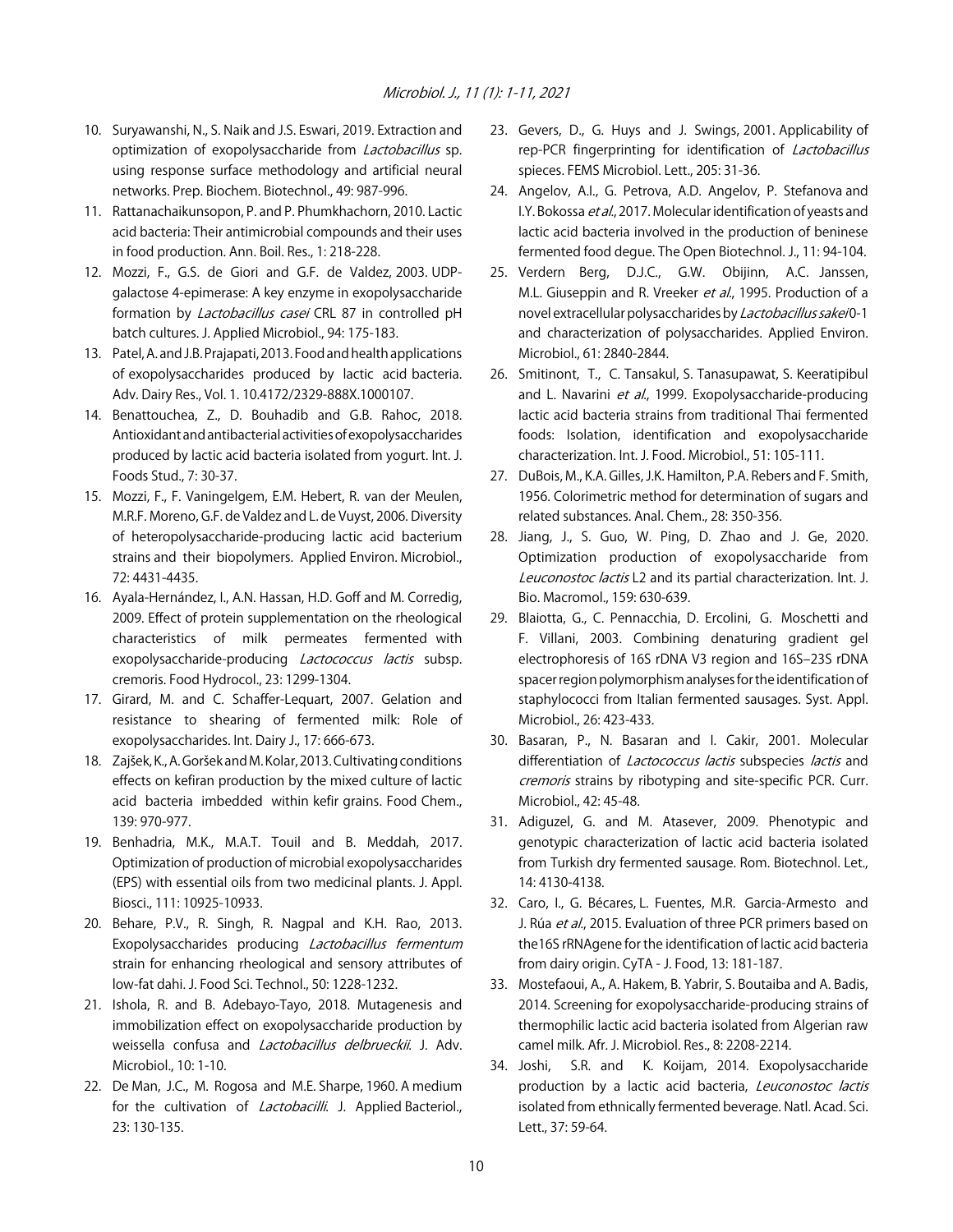10. Suryawanshi, N., S. Naik and J.S. Eswari, 2019. Extraction and optimization of exopolysaccharide from *Lactobacillus* sp. using response surface methodology and artificial neural networks. Prep. Biochem. Biotechnol., 49: 987-996.
11. Rattanachaikunsopon, P. and P. Phumkhachorn, 2010. Lactic acid bacteria: Their antimicrobial compounds and their uses in food production. Ann. Boil. Res., 1: 218-228.
12. Mozzi, F., G.S. de Giori and G.F. de Valdez, 2003. UDP-galactose 4-epimerase: A key enzyme in exopolysaccharide formation by *Lactobacillus casei* CRL 87 in controlled pH batch cultures. J. Applied Microbiol., 94: 175-183.
13. Patel, A. and J.B. Prajapati, 2013. Food and health applications of exopolysaccharides produced by lactic acid bacteria. Adv. Dairy Res., Vol. 1. 10.4172/2329-888X.1000107.
14. Benattouchea, Z., D. Bouhadib and G.B. Rahoc, 2018. Antioxidant and antibacterial activities of exopolysaccharides produced by lactic acid bacteria isolated from yogurt. Int. J. Foods Stud., 7: 30-37.
15. Mozzi, F., F. Vaningelgem, E.M. Hebert, R. van der Meulen, M.R.F. Moreno, G.F. de Valdez and L. de Vuyst, 2006. Diversity of heteropolysaccharide-producing lactic acid bacterium strains and their biopolymers. Applied Environ. Microbiol., 72: 4431-4435.
16. Ayala-Hernández, I., A.N. Hassan, H.D. Goff and M. Corredig, 2009. Effect of protein supplementation on the rheological characteristics of milk permeates fermented with exopolysaccharide-producing *Lactococcus lactis* subsp. cremoris. Food Hydrocol., 23: 1299-1304.
17. Girard, M. and C. Schaffer-Lequart, 2007. Gelation and resistance to shearing of fermented milk: Role of exopolysaccharides. Int. Dairy J., 17: 666-673.
18. Zajšek, K., A. Goršek and M. Kolar, 2013. Cultivating conditions effects on kefiran production by the mixed culture of lactic acid bacteria imbedded within kefir grains. Food Chem., 139: 970-977.
19. Benhadria, M.K., M.A.T. Touil and B. Meddah, 2017. Optimization of production of microbial exopolysaccharides (EPS) with essential oils from two medicinal plants. J. Appl. Biosci., 111: 10925-10933.
20. Behare, P.V., R. Singh, R. Nagpal and K.H. Rao, 2013. Exopolysaccharides producing *Lactobacillus fermentum* strain for enhancing rheological and sensory attributes of low-fat dahi. J. Food Sci. Technol., 50: 1228-1232.
21. Ishola, R. and B. Adebayo-Tayo, 2018. Mutagenesis and immobilization effect on exopolysaccharide production by weissella confusa and *Lactobacillus delbrueckii*. J. Adv. Microbiol., 10: 1-10.
22. De Man, J.C., M. Rogosa and M.E. Sharpe, 1960. A medium for the cultivation of *Lactobacilli*. J. Applied Bacteriol., 23: 130-135.
23. Gevers, D., G. Huys and J. Swings, 2001. Applicability of rep-PCR fingerprinting for identification of *Lactobacillus* spieces. FEMS Microbiol. Lett., 205: 31-36.
24. Angelov, A.I., G. Petrova, A.D. Angelov, P. Stefanova and I.Y. Bokossa *et al*., 2017. Molecular identification of yeasts and lactic acid bacteria involved in the production of beninese fermented food degue. The Open Biotechnol. J., 11: 94-104.
25. Verdern Berg, D.J.C., G.W. Obijinn, A.C. Janssen, M.L. Giuseppin and R. Vreeker *et al*., 1995. Production of a novel extracellular polysaccharides by *Lactobacillus sakei* 0-1 and characterization of polysaccharides. Applied Environ. Microbiol., 61: 2840-2844.
26. Smitinont, T., C. Tansakul, S. Tanasupawat, S. Keeratipibul and L. Navarini *et al*., 1999. Exopolysaccharide-producing lactic acid bacteria strains from traditional Thai fermented foods: Isolation, identification and exopolysaccharide characterization. Int. J. Food. Microbiol., 51: 105-111.
27. DuBois, M., K.A. Gilles, J.K. Hamilton, P.A. Rebers and F. Smith, 1956. Colorimetric method for determination of sugars and related substances. Anal. Chem., 28: 350-356.
28. Jiang, J., S. Guo, W. Ping, D. Zhao and J. Ge, 2020. Optimization production of exopolysaccharide from *Leuconostoc lactis* L2 and its partial characterization. Int. J. Bio. Macromol., 159: 630-639.
29. Blaiotta, G., C. Pennacchia, D. Ercolini, G. Moschetti and F. Villani, 2003. Combining denaturing gradient gel electrophoresis of 16S rDNA V3 region and 16S–23S rDNA spacer region polymorphism analyses for the identification of staphylococci from Italian fermented sausages. Syst. Appl. Microbiol., 26: 423-433.
30. Basaran, P., N. Basaran and I. Cakir, 2001. Molecular differentiation of *Lactococcus lactis* subspecies *lactis* and *cremoris* strains by ribotyping and site-specific PCR. Curr. Microbiol., 42: 45-48.
31. Adiguzel, G. and M. Atasever, 2009. Phenotypic and genotypic characterization of lactic acid bacteria isolated from Turkish dry fermented sausage. Rom. Biotechnol. Let., 14: 4130-4138.
32. Caro, I., G. Bécares, L. Fuentes, M.R. Garcia-Armesto and J. Rúa *et al*., 2015. Evaluation of three PCR primers based on the16S rRNAgene for the identification of lactic acid bacteria from dairy origin. CyTA - J. Food, 13: 181-187.
33. Mostefaoui, A., A. Hakem, B. Yabrir, S. Boutaiba and A. Badis, 2014. Screening for exopolysaccharide-producing strains of thermophilic lactic acid bacteria isolated from Algerian raw camel milk. Afr. J. Microbiol. Res., 8: 2208-2214.
34. Joshi, S.R. and K. Koijam, 2014. Exopolysaccharide production by a lactic acid bacteria, *Leuconostoc lactis* isolated from ethnically fermented beverage. Natl. Acad. Sci. Lett., 37: 59-64.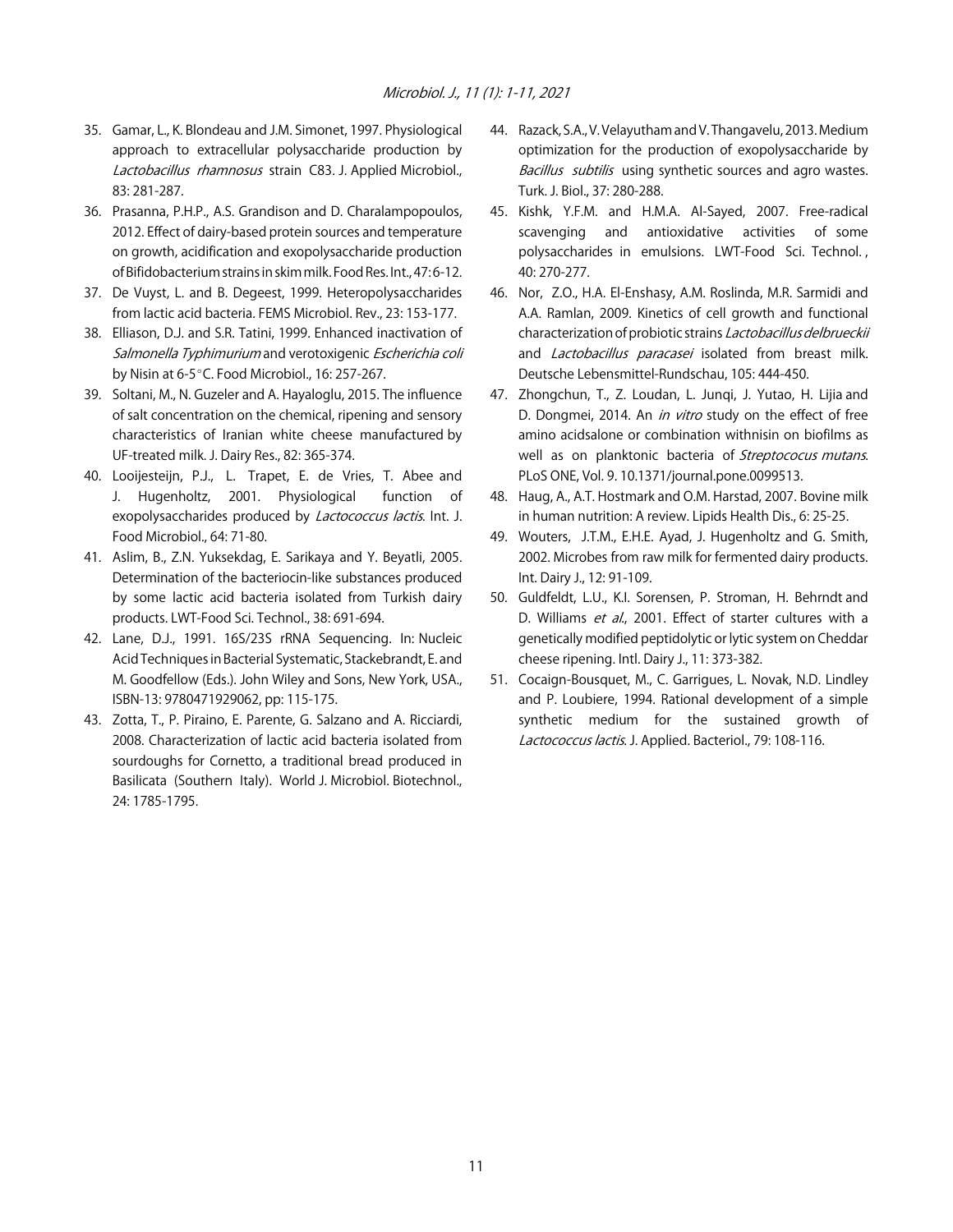35. Gamar, L., K. Blondeau and J.M. Simonet, 1997. Physiological approach to extracellular polysaccharide production by *Lactobacillus rhamnosus* strain C83. J. Applied Microbiol., 83: 281-287.
36. Prasanna, P.H.P., A.S. Grandison and D. Charalampopoulos, 2012. Effect of dairy-based protein sources and temperature on growth, acidification and exopolysaccharide production of Bifidobacterium strains in skim milk. Food Res. Int., 47: 6-12.
37. De Vuyst, L. and B. Degeest, 1999. Heteropolysaccharides from lactic acid bacteria. FEMS Microbiol. Rev., 23: 153-177.
38. Elliason, D.J. and S.R. Tatini, 1999. Enhanced inactivation of *Salmonella Typhimurium* and verotoxigenic *Escherichia coli* by Nisin at 6-5°C. Food Microbiol., 16: 257-267.
39. Soltani, M., N. Guzeler and A. Hayaloglu, 2015. The influence of salt concentration on the chemical, ripening and sensory characteristics of Iranian white cheese manufactured by UF-treated milk. J. Dairy Res., 82: 365-374.
40. Looijesteijn, P.J., L. Trapet, E. de Vries, T. Abee and J. Hugenholtz, 2001. Physiological function of exopolysaccharides produced by *Lactococcus lactis*. Int. J. Food Microbiol., 64: 71-80.
41. Aslim, B., Z.N. Yuksekdag, E. Sarikaya and Y. Beyatli, 2005. Determination of the bacteriocin-like substances produced by some lactic acid bacteria isolated from Turkish dairy products. LWT-Food Sci. Technol., 38: 691-694.
42. Lane, D.J., 1991. 16S/23S rRNA Sequencing. In: Nucleic Acid Techniques in Bacterial Systematic, Stackebrandt, E. and M. Goodfellow (Eds.). John Wiley and Sons, New York, USA., ISBN-13: 9780471929062, pp: 115-175.
43. Zotta, T., P. Piraino, E. Parente, G. Salzano and A. Ricciardi, 2008. Characterization of lactic acid bacteria isolated from sourdoughs for Cornetto, a traditional bread produced in Basilicata (Southern Italy). World J. Microbiol. Biotechnol., 24: 1785-1795.
44. Razack, S.A., V. Velayutham and V. Thangavelu, 2013. Medium optimization for the production of exopolysaccharide by *Bacillus subtilis* using synthetic sources and agro wastes. Turk. J. Biol., 37: 280-288.
45. Kishk, Y.F.M. and H.M.A. Al-Sayed, 2007. Free-radical scavenging and antioxidative activities of some polysaccharides in emulsions. LWT-Food Sci. Technol., 40: 270-277.
46. Nor, Z.O., H.A. El-Enshasy, A.M. Roslinda, M.R. Sarmidi and A.A. Ramlan, 2009. Kinetics of cell growth and functional characterization of probiotic strains *Lactobacillus delbrueckii* and *Lactobacillus paracasei* isolated from breast milk. Deutsche Lebensmittel-Rundschau, 105: 444-450.
47. Zhongchun, T., Z. Loudan, L. Junqi, J. Yutao, H. Lijia and D. Dongmei, 2014. An *in vitro* study on the effect of free amino acidsalone or combination withnisin on biofilms as well as on planktonic bacteria of *Streptococus mutans*. PLoS ONE, Vol. 9. 10.1371/journal.pone.0099513.
48. Haug, A., A.T. Hostmark and O.M. Harstad, 2007. Bovine milk in human nutrition: A review. Lipids Health Dis., 6: 25-25.
49. Wouters, J.T.M., E.H.E. Ayad, J. Hugenholtz and G. Smith, 2002. Microbes from raw milk for fermented dairy products. Int. Dairy J., 12: 91-109.
50. Guldfeldt, L.U., K.I. Sorensen, P. Stroman, H. Behrndt and D. Williams *et al*., 2001. Effect of starter cultures with a genetically modified peptidolytic or lytic system on Cheddar cheese ripening. Intl. Dairy J., 11: 373-382.
51. Cocaign-Bousquet, M., C. Garrigues, L. Novak, N.D. Lindley and P. Loubiere, 1994. Rational development of a simple synthetic medium for the sustained growth of *Lactococcus lactis*. J. Applied. Bacteriol., 79: 108-116.